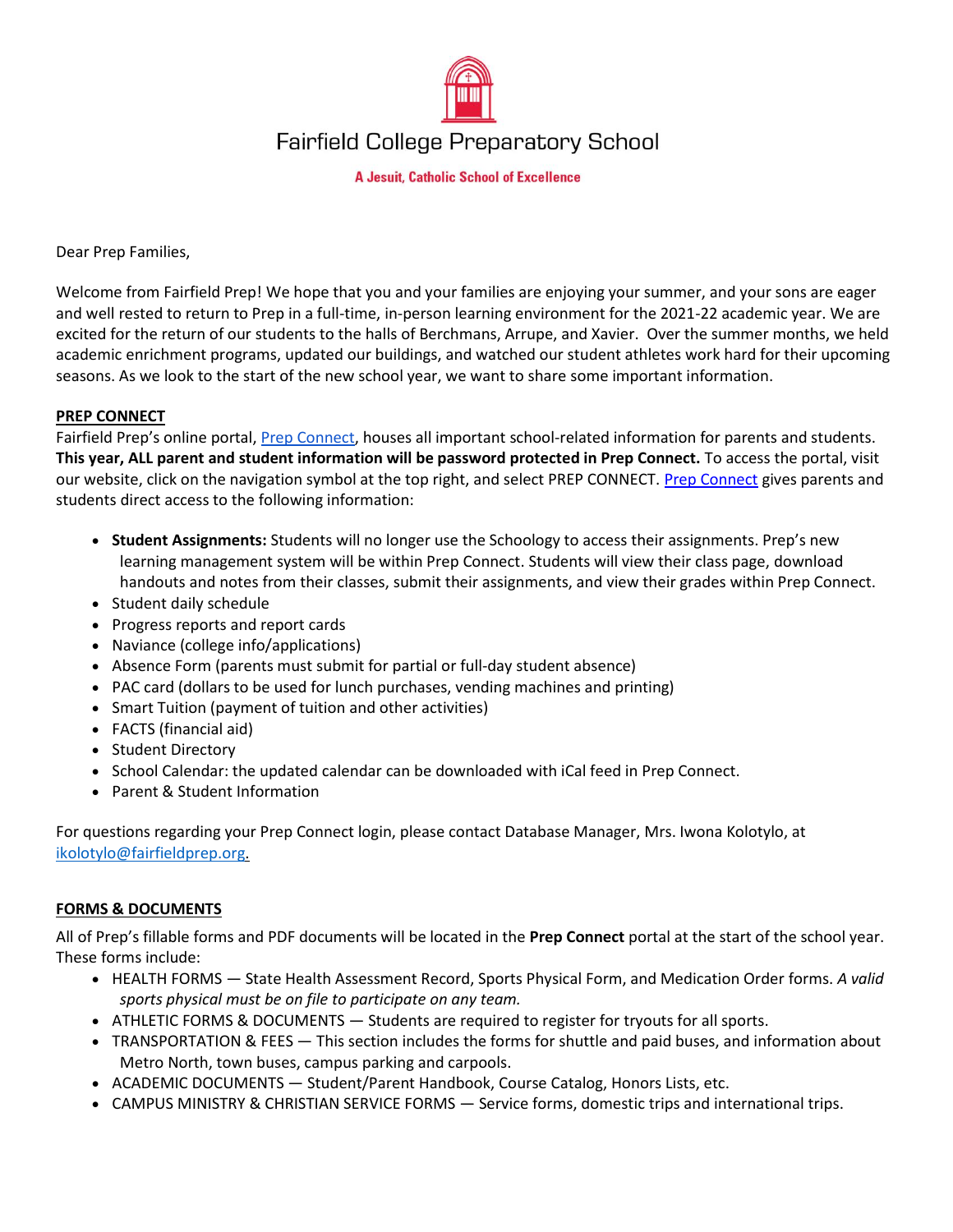# Fairfield College Preparatory School

**A Jesuit, Catholic School of Excellence**

Dear Prep Families,

Welcome from Fairfield Prep! We hope that you and your families are enjoying your summer, and your sons are eager and well rested to return to Prep in a full-time, in-person learning environment for the 2021-22 academic year. We are excited for the return of our students to the halls of Berchmans, Arrupe, and Xavier. Over the summer months, we held academic enrichment programs, updated our buildings, and watched our student athletes work hard for their upcoming seasons. As we look to the start of the new school year, we want to share some important information.

## PREP CONNECT

Fairfield Prep's online portal, Prep Connect, houses all important school-related information for parents and students. **This year, ALL parent and student information will be password protected in Prep Connect.** To access the portal, visit our website, click on the navigation symbol at the top right, and select PREP CONNECT. Prep Connect gives parents and students direct access to the following information:

- **Student Assignments:** Students will no longer use the Schoology to access their assignments. Prep's new learning management system will be within Prep Connect. Students will view their class page, download handouts and notes from their classes, submit their assignments, and view their grades within Prep Connect.
- Student daily schedule
- Progress reports and report cards
- Naviance (college info/applications)
- Absence Form (parents must submit for partial or full-day student absence)
- PAC card (dollars to be used for lunch purchases, vending machines and printing)
- Smart Tuition (payment of tuition and other activities)
- FACTS (financial aid)
- Student Directory
- School Calendar: the updated calendar can be downloaded with iCal feed in Prep Connect.
- Parent & Student Information

For questions regarding your Prep Connect login, please contact Database Manager, Mrs. Iwona Kolotylo, at ikolotylo@fairfieldprep.org.

## FORMS & DOCUMENTS

All of Prep's fillable forms and PDF documents will be located in the **Prep Connect** portal at the start of the school year. These forms include:

- HEALTH FORMS — State Health Assessment Record, Sports Physical Form, and Medication Order forms. *A valid sports physical must be on file to participate on any team.*
- ATHLETIC FORMS & DOCUMENTS — Students are required to register for tryouts for all sports.
- TRANSPORTATION & FEES — This section includes the forms for shuttle and paid buses, and information about Metro North, town buses, campus parking and carpools.
- ACADEMIC DOCUMENTS — Student/Parent Handbook, Course Catalog, Honors Lists, etc.
- CAMPUS MINISTRY & CHRISTIAN SERVICE FORMS — Service forms, domestic trips and international trips.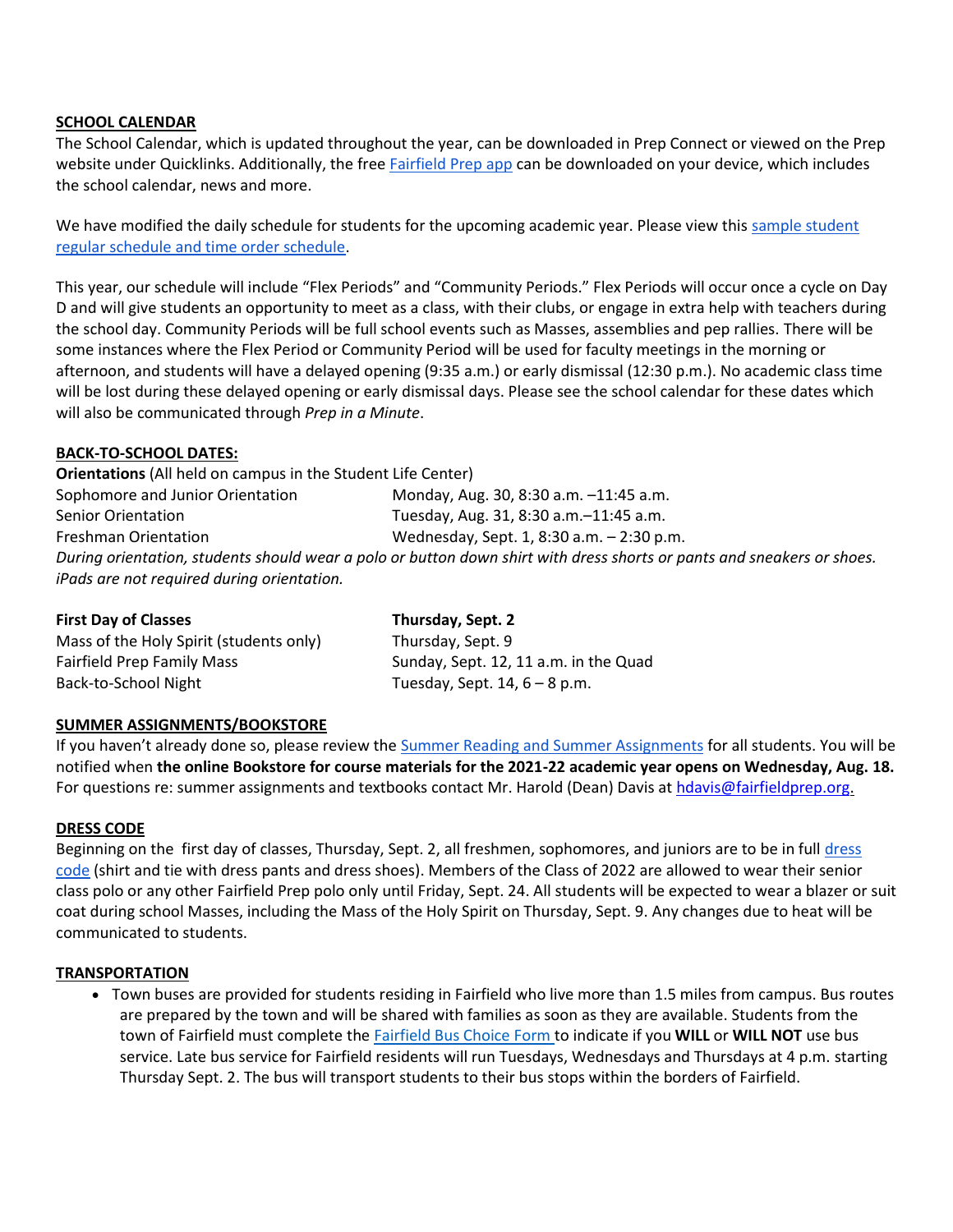**SCHOOL CALENDAR**

The School Calendar, which is updated throughout the year, can be downloaded in Prep Connect or viewed on the Prep website under Quicklinks. Additionally, the free Fairfield Prep app can be downloaded on your device, which includes the school calendar, news and more.

We have modified the daily schedule for students for the upcoming academic year. Please view this sample student regular schedule and time order schedule.

This year, our schedule will include "Flex Periods" and "Community Periods." Flex Periods will occur once a cycle on Day D and will give students an opportunity to meet as a class, with their clubs, or engage in extra help with teachers during the school day. Community Periods will be full school events such as Masses, assemblies and pep rallies. There will be some instances where the Flex Period or Community Period will be used for faculty meetings in the morning or afternoon, and students will have a delayed opening (9:35 a.m.) or early dismissal (12:30 p.m.). No academic class time will be lost during these delayed opening or early dismissal days. Please see the school calendar for these dates which will also be communicated through *Prep in a Minute*.

**BACK-TO-SCHOOL DATES:**

**Orientations** (All held on campus in the Student Life Center)

| | |
|---|---|
| Sophomore and Junior Orientation | Monday, Aug. 30, 8:30 a.m. –11:45 a.m. |
| Senior Orientation | Tuesday, Aug. 31, 8:30 a.m.–11:45 a.m. |
| Freshman Orientation | Wednesday, Sept. 1, 8:30 a.m. – 2:30 p.m. |

*During orientation, students should wear a polo or button down shirt with dress shorts or pants and sneakers or shoes. iPads are not required during orientation.*

| | |
|---|---|
| **First Day of Classes** | **Thursday, Sept. 2** |
| Mass of the Holy Spirit (students only) | Thursday, Sept. 9 |
| Fairfield Prep Family Mass | Sunday, Sept. 12, 11 a.m. in the Quad |
| Back-to-School Night | Tuesday, Sept. 14, 6 – 8 p.m. |

**SUMMER ASSIGNMENTS/BOOKSTORE**

If you haven't already done so, please review the Summer Reading and Summer Assignments for all students. You will be notified when **the online Bookstore for course materials for the 2021-22 academic year opens on Wednesday, Aug. 18.** For questions re: summer assignments and textbooks contact Mr. Harold (Dean) Davis at hdavis@fairfieldprep.org.

**DRESS CODE**

Beginning on the first day of classes, Thursday, Sept. 2, all freshmen, sophomores, and juniors are to be in full dress code (shirt and tie with dress pants and dress shoes). Members of the Class of 2022 are allowed to wear their senior class polo or any other Fairfield Prep polo only until Friday, Sept. 24. All students will be expected to wear a blazer or suit coat during school Masses, including the Mass of the Holy Spirit on Thursday, Sept. 9. Any changes due to heat will be communicated to students.

**TRANSPORTATION**

- Town buses are provided for students residing in Fairfield who live more than 1.5 miles from campus. Bus routes are prepared by the town and will be shared with families as soon as they are available. Students from the town of Fairfield must complete the Fairfield Bus Choice Form to indicate if you **WILL** or **WILL NOT** use bus service. Late bus service for Fairfield residents will run Tuesdays, Wednesdays and Thursdays at 4 p.m. starting Thursday Sept. 2. The bus will transport students to their bus stops within the borders of Fairfield.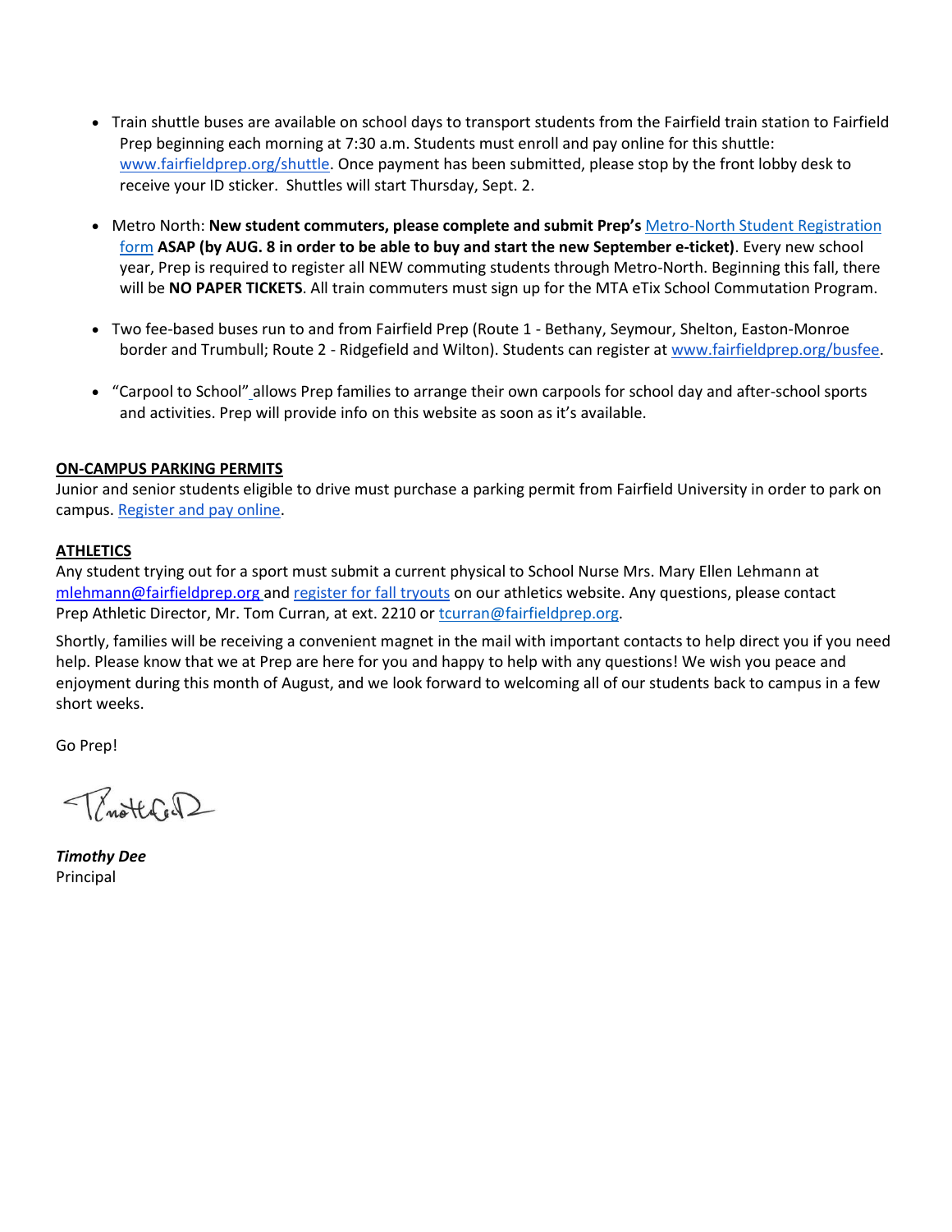- Train shuttle buses are available on school days to transport students from the Fairfield train station to Fairfield Prep beginning each morning at 7:30 a.m. Students must enroll and pay online for this shuttle: www.fairfieldprep.org/shuttle. Once payment has been submitted, please stop by the front lobby desk to receive your ID sticker. Shuttles will start Thursday, Sept. 2.

- Metro North: **New student commuters, please complete and submit Prep's** Metro-North Student Registration form **ASAP (by AUG. 8 in order to be able to buy and start the new September e-ticket)**. Every new school year, Prep is required to register all NEW commuting students through Metro-North. Beginning this fall, there will be **NO PAPER TICKETS**. All train commuters must sign up for the MTA eTix School Commutation Program.

- Two fee-based buses run to and from Fairfield Prep (Route 1 - Bethany, Seymour, Shelton, Easton-Monroe border and Trumbull; Route 2 - Ridgefield and Wilton). Students can register at www.fairfieldprep.org/busfee.

- "Carpool to School" allows Prep families to arrange their own carpools for school day and after-school sports and activities. Prep will provide info on this website as soon as it's available.

**ON-CAMPUS PARKING PERMITS**

Junior and senior students eligible to drive must purchase a parking permit from Fairfield University in order to park on campus. Register and pay online.

**ATHLETICS**

Any student trying out for a sport must submit a current physical to School Nurse Mrs. Mary Ellen Lehmann at mlehmann@fairfieldprep.org and register for fall tryouts on our athletics website. Any questions, please contact Prep Athletic Director, Mr. Tom Curran, at ext. 2210 or tcurran@fairfieldprep.org.

Shortly, families will be receiving a convenient magnet in the mail with important contacts to help direct you if you need help. Please know that we at Prep are here for you and happy to help with any questions! We wish you peace and enjoyment during this month of August, and we look forward to welcoming all of our students back to campus in a few short weeks.

Go Prep!

***Timothy Dee***
Principal